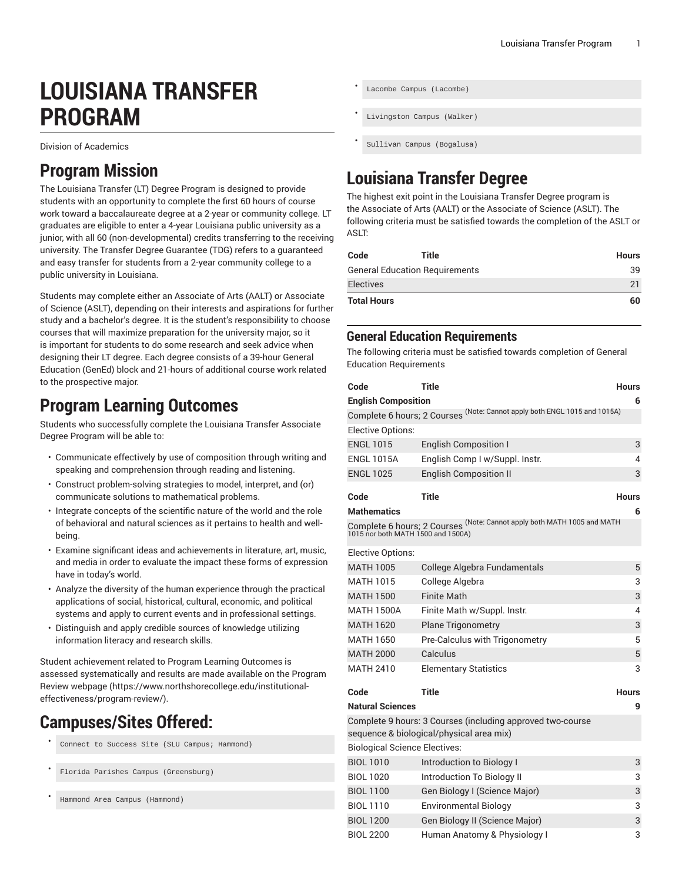# LOUISIANA TRANSFER PROGRAM

Division of Academics

## Program Mission

The Louisiana Transfer (LT) Degree Program is designed to provide students with an opportunity to complete the first 60 hours of course work toward a baccalaureate degree at a 2-year or community college. LT graduates are eligible to enter a 4-year Louisiana public university as a junior, with all 60 (non-developmental) credits transferring to the receiving university. The Transfer Degree Guarantee (TDG) refers to a guaranteed and easy transfer for students from a 2-year community college to a public university in Louisiana.

Students may complete either an Associate of Arts (AALT) or Associate of Science (ASLT), depending on their interests and aspirations for further study and a bachelor's degree. It is the student's responsibility to choose courses that will maximize preparation for the university major, so it is important for students to do some research and seek advice when designing their LT degree. Each degree consists of a 39-hour General Education (GenEd) block and 21-hours of additional course work related to the prospective major.

## Program Learning Outcomes

Students who successfully complete the Louisiana Transfer Associate Degree Program will be able to:

- Communicate effectively by use of composition through writing and speaking and comprehension through reading and listening.
- Construct problem-solving strategies to model, interpret, and (or) communicate solutions to mathematical problems.
- Integrate concepts of the scientific nature of the world and the role of behavioral and natural sciences as it pertains to health and well-being.
- Examine significant ideas and achievements in literature, art, music, and media in order to evaluate the impact these forms of expression have in today's world.
- Analyze the diversity of the human experience through the practical applications of social, historical, cultural, economic, and political systems and apply to current events and in professional settings.
- Distinguish and apply credible sources of knowledge utilizing information literacy and research skills.

Student achievement related to Program Learning Outcomes is assessed systematically and results are made available on the Program Review webpage (https://www.northshorecollege.edu/institutional-effectiveness/program-review/).

## Campuses/Sites Offered:

- `Connect to Success Site (SLU Campus; Hammond)`
- `Florida Parishes Campus (Greensburg)`
- `Hammond Area Campus (Hammond)`
- `Lacombe Campus (Lacombe)`
- `Livingston Campus (Walker)`
- `Sullivan Campus (Bogalusa)`

## Louisiana Transfer Degree

The highest exit point in the Louisiana Transfer Degree program is the Associate of Arts (AALT) or the Associate of Science (ASLT). The following criteria must be satisfied towards the completion of the ASLT or ASLT:

| Code | Title | Hours |
|---|---|---|
| General Education Requirements | | 39 |
| Electives | | 21 |
| **Total Hours** | | **60** |

### General Education Requirements

The following criteria must be satisfied towards completion of General Education Requirements

| Code | Title | Hours |
|---|---|---|
| **English Composition** | | **6** |
| Complete 6 hours; 2 Courses (Note: Cannot apply both ENGL 1015 and 1015A) | | |
| Elective Options: | | |
| ENGL 1015 | English Composition I | 3 |
| ENGL 1015A | English Comp I w/Suppl. Instr. | 4 |
| ENGL 1025 | English Composition II | 3 |

| Code | Title | Hours |
|---|---|---|
| **Mathematics** | | **6** |
| Complete 6 hours; 2 Courses (Note: Cannot apply both MATH 1005 and MATH 1015 nor both MATH 1500 and 1500A) | | |
| Elective Options: | | |
| MATH 1005 | College Algebra Fundamentals | 5 |
| MATH 1015 | College Algebra | 3 |
| MATH 1500 | Finite Math | 3 |
| MATH 1500A | Finite Math w/Suppl. Instr. | 4 |
| MATH 1620 | Plane Trigonometry | 3 |
| MATH 1650 | Pre-Calculus with Trigonometry | 5 |
| MATH 2000 | Calculus | 5 |
| MATH 2410 | Elementary Statistics | 3 |

| Code | Title | Hours |
|---|---|---|
| **Natural Sciences** | | **9** |
| Complete 9 hours: 3 Courses (including approved two-course sequence & biological/physical area mix) | | |
| Biological Science Electives: | | |
| BIOL 1010 | Introduction to Biology I | 3 |
| BIOL 1020 | Introduction To Biology II | 3 |
| BIOL 1100 | Gen Biology I (Science Major) | 3 |
| BIOL 1110 | Environmental Biology | 3 |
| BIOL 1200 | Gen Biology II (Science Major) | 3 |
| BIOL 2200 | Human Anatomy & Physiology I | 3 |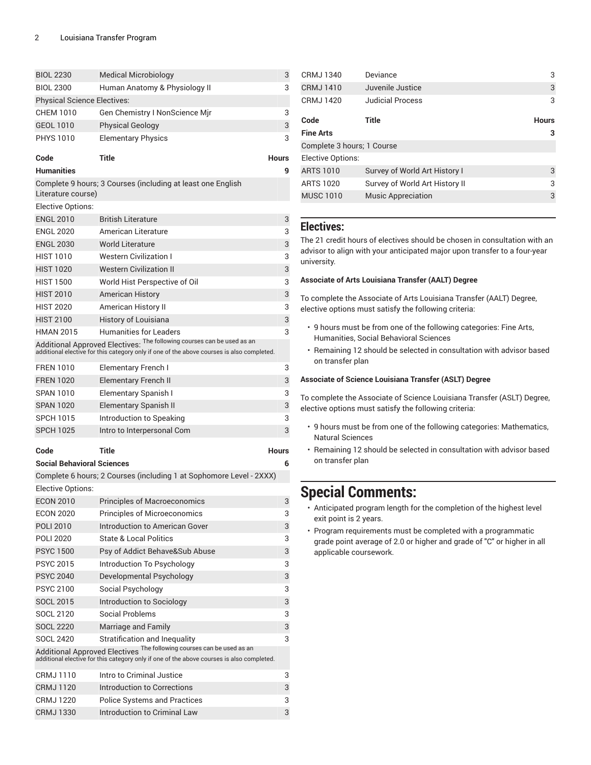| | | |
|---|---|---|
| BIOL 2230 | Medical Microbiology | 3 |
| BIOL 2300 | Human Anatomy & Physiology II | 3 |
| Physical Science Electives: | | |
| CHEM 1010 | Gen Chemistry I NonScience Mjr | 3 |
| GEOL 1010 | Physical Geology | 3 |
| PHYS 1010 | Elementary Physics | 3 |

| Code | Title | Hours |
|---|---|---|
| **Humanities** | | **9** |
| Complete 9 hours; 3 Courses (including at least one English Literature course) | | |
| Elective Options: | | |
| ENGL 2010 | British Literature | 3 |
| ENGL 2020 | American Literature | 3 |
| ENGL 2030 | World Literature | 3 |
| HIST 1010 | Western Civilization I | 3 |
| HIST 1020 | Western Civilization II | 3 |
| HIST 1500 | World Hist Perspective of Oil | 3 |
| HIST 2010 | American History | 3 |
| HIST 2020 | American History II | 3 |
| HIST 2100 | History of Louisiana | 3 |
| HMAN 2015 | Humanities for Leaders | 3 |
| Additional Approved Electives: The following courses can be used as an additional elective for this category only if one of the above courses is also completed. | | |
| FREN 1010 | Elementary French I | 3 |
| FREN 1020 | Elementary French II | 3 |
| SPAN 1010 | Elementary Spanish I | 3 |
| SPAN 1020 | Elementary Spanish II | 3 |
| SPCH 1015 | Introduction to Speaking | 3 |
| SPCH 1025 | Intro to Interpersonal Com | 3 |

| Code | Title | Hours |
|---|---|---|
| **Social Behavioral Sciences** | | **6** |
| Complete 6 hours; 2 Courses (including 1 at Sophomore Level - 2XXX) | | |
| Elective Options: | | |
| ECON 2010 | Principles of Macroeconomics | 3 |
| ECON 2020 | Principles of Microeconomics | 3 |
| POLI 2010 | Introduction to American Gover | 3 |
| POLI 2020 | State & Local Politics | 3 |
| PSYC 1500 | Psy of Addict Behave&Sub Abuse | 3 |
| PSYC 2015 | Introduction To Psychology | 3 |
| PSYC 2040 | Developmental Psychology | 3 |
| PSYC 2100 | Social Psychology | 3 |
| SOCL 2015 | Introduction to Sociology | 3 |
| SOCL 2120 | Social Problems | 3 |
| SOCL 2220 | Marriage and Family | 3 |
| SOCL 2420 | Stratification and Inequality | 3 |
| Additional Approved Electives The following courses can be used as an additional elective for this category only if one of the above courses is also completed. | | |
| CRMJ 1110 | Intro to Criminal Justice | 3 |
| CRMJ 1120 | Introduction to Corrections | 3 |
| CRMJ 1220 | Police Systems and Practices | 3 |
| CRMJ 1330 | Introduction to Criminal Law | 3 |
| CRMJ 1340 | Deviance | 3 |
| CRMJ 1410 | Juvenile Justice | 3 |
| CRMJ 1420 | Judicial Process | 3 |

| Code | Title | Hours |
|---|---|---|
| **Fine Arts** | | **3** |
| Complete 3 hours; 1 Course | | |
| Elective Options: | | |
| ARTS 1010 | Survey of World Art History I | 3 |
| ARTS 1020 | Survey of World Art History II | 3 |
| MUSC 1010 | Music Appreciation | 3 |

## Electives:

The 21 credit hours of electives should be chosen in consultation with an advisor to align with your anticipated major upon transfer to a four-year university.

**Associate of Arts Louisiana Transfer (AALT) Degree**

To complete the Associate of Arts Louisiana Transfer (AALT) Degree, elective options must satisfy the following criteria:

- 9 hours must be from one of the following categories: Fine Arts, Humanities, Social Behavioral Sciences
- Remaining 12 should be selected in consultation with advisor based on transfer plan

**Associate of Science Louisiana Transfer (ASLT) Degree**

To complete the Associate of Science Louisiana Transfer (ASLT) Degree, elective options must satisfy the following criteria:

- 9 hours must be from one of the following categories: Mathematics, Natural Sciences
- Remaining 12 should be selected in consultation with advisor based on transfer plan

# Special Comments:

- Anticipated program length for the completion of the highest level exit point is 2 years.
- Program requirements must be completed with a programmatic grade point average of 2.0 or higher and grade of "C" or higher in all applicable coursework.